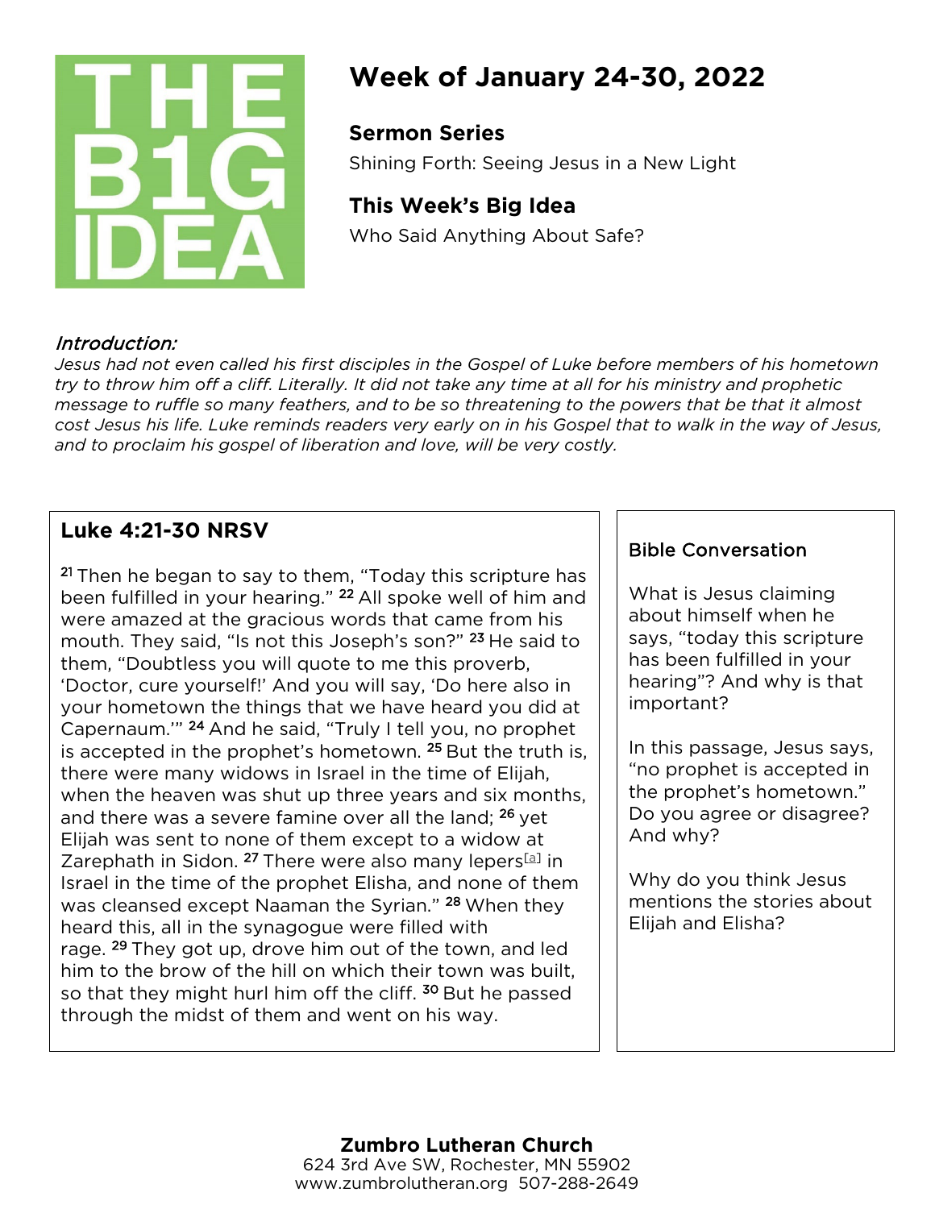THE B1G IDEA

# Week of January 24-30, 2022

## Sermon Series

Shining Forth: Seeing Jesus in a New Light

## This Week's Big Idea

Who Said Anything About Safe?

*Introduction:*

*Jesus had not even called his first disciples in the Gospel of Luke before members of his hometown try to throw him off a cliff. Literally. It did not take any time at all for his ministry and prophetic message to ruffle so many feathers, and to be so threatening to the powers that be that it almost cost Jesus his life. Luke reminds readers very early on in his Gospel that to walk in the way of Jesus, and to proclaim his gospel of liberation and love, will be very costly.*

## Luke 4:21-30 NRSV

21 Then he began to say to them, "Today this scripture has been fulfilled in your hearing." 22 All spoke well of him and were amazed at the gracious words that came from his mouth. They said, "Is not this Joseph's son?" 23 He said to them, "Doubtless you will quote to me this proverb, 'Doctor, cure yourself!' And you will say, 'Do here also in your hometown the things that we have heard you did at Capernaum.'" 24 And he said, "Truly I tell you, no prophet is accepted in the prophet's hometown. 25 But the truth is, there were many widows in Israel in the time of Elijah, when the heaven was shut up three years and six months, and there was a severe famine over all the land; 26 yet Elijah was sent to none of them except to a widow at Zarephath in Sidon. 27 There were also many lepers[a] in Israel in the time of the prophet Elisha, and none of them was cleansed except Naaman the Syrian." 28 When they heard this, all in the synagogue were filled with rage. 29 They got up, drove him out of the town, and led him to the brow of the hill on which their town was built, so that they might hurl him off the cliff. 30 But he passed through the midst of them and went on his way.

### Bible Conversation

What is Jesus claiming about himself when he says, "today this scripture has been fulfilled in your hearing"? And why is that important?

In this passage, Jesus says, "no prophet is accepted in the prophet's hometown." Do you agree or disagree? And why?

Why do you think Jesus mentions the stories about Elijah and Elisha?

**Zumbro Lutheran Church**
624 3rd Ave SW, Rochester, MN 55902
www.zumbrolutheran.org 507-288-2649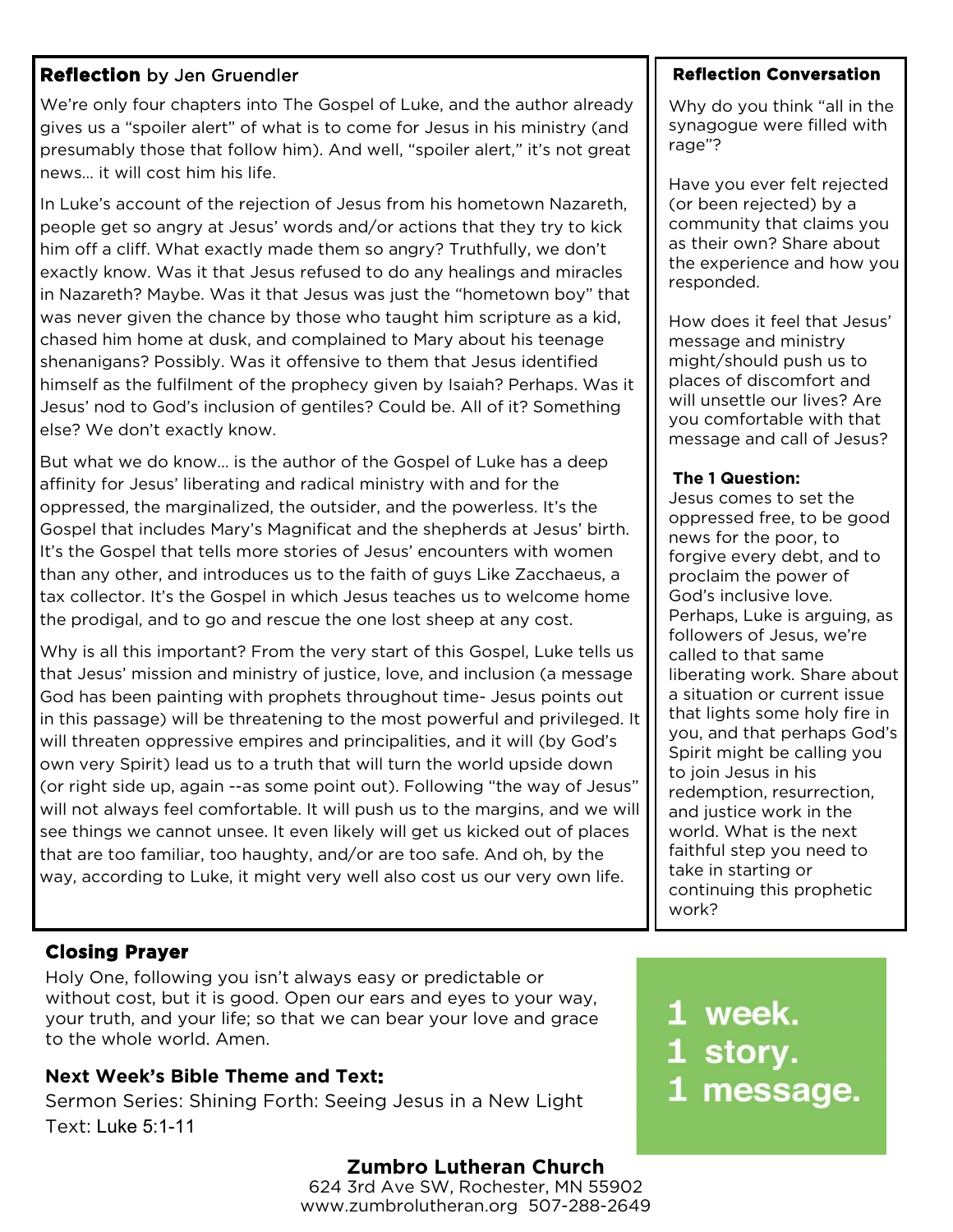## **Reflection** by Jen Gruendler

We're only four chapters into The Gospel of Luke, and the author already gives us a "spoiler alert" of what is to come for Jesus in his ministry (and presumably those that follow him). And well, "spoiler alert," it's not great news… it will cost him his life.

In Luke's account of the rejection of Jesus from his hometown Nazareth, people get so angry at Jesus' words and/or actions that they try to kick him off a cliff. What exactly made them so angry? Truthfully, we don't exactly know. Was it that Jesus refused to do any healings and miracles in Nazareth? Maybe. Was it that Jesus was just the "hometown boy" that was never given the chance by those who taught him scripture as a kid, chased him home at dusk, and complained to Mary about his teenage shenanigans? Possibly. Was it offensive to them that Jesus identified himself as the fulfilment of the prophecy given by Isaiah? Perhaps. Was it Jesus' nod to God's inclusion of gentiles? Could be. All of it? Something else? We don't exactly know.

But what we do know… is the author of the Gospel of Luke has a deep affinity for Jesus' liberating and radical ministry with and for the oppressed, the marginalized, the outsider, and the powerless. It's the Gospel that includes Mary's Magnificat and the shepherds at Jesus' birth. It's the Gospel that tells more stories of Jesus' encounters with women than any other, and introduces us to the faith of guys Like Zacchaeus, a tax collector. It's the Gospel in which Jesus teaches us to welcome home the prodigal, and to go and rescue the one lost sheep at any cost.

Why is all this important? From the very start of this Gospel, Luke tells us that Jesus' mission and ministry of justice, love, and inclusion (a message God has been painting with prophets throughout time- Jesus points out in this passage) will be threatening to the most powerful and privileged. It will threaten oppressive empires and principalities, and it will (by God's own very Spirit) lead us to a truth that will turn the world upside down (or right side up, again --as some point out). Following "the way of Jesus" will not always feel comfortable. It will push us to the margins, and we will see things we cannot unsee. It even likely will get us kicked out of places that are too familiar, too haughty, and/or are too safe. And oh, by the way, according to Luke, it might very well also cost us our very own life.

## Reflection Conversation

Why do you think "all in the synagogue were filled with rage"?

Have you ever felt rejected (or been rejected) by a community that claims you as their own? Share about the experience and how you responded.

How does it feel that Jesus' message and ministry might/should push us to places of discomfort and will unsettle our lives? Are you comfortable with that message and call of Jesus?

**The 1 Question:**
Jesus comes to set the oppressed free, to be good news for the poor, to forgive every debt, and to proclaim the power of God's inclusive love. Perhaps, Luke is arguing, as followers of Jesus, we're called to that same liberating work. Share about a situation or current issue that lights some holy fire in you, and that perhaps God's Spirit might be calling you to join Jesus in his redemption, resurrection, and justice work in the world. What is the next faithful step you need to take in starting or continuing this prophetic work?

## Closing Prayer

Holy One, following you isn't always easy or predictable or without cost, but it is good. Open our ears and eyes to your way, your truth, and your life; so that we can bear your love and grace to the whole world. Amen.

### Next Week's Bible Theme and Text:

Sermon Series: Shining Forth: Seeing Jesus in a New Light
Text: Luke 5:1-11

1 week.
1 story.
1 message.

**Zumbro Lutheran Church**
624 3rd Ave SW, Rochester, MN 55902
www.zumbrolutheran.org 507-288-2649